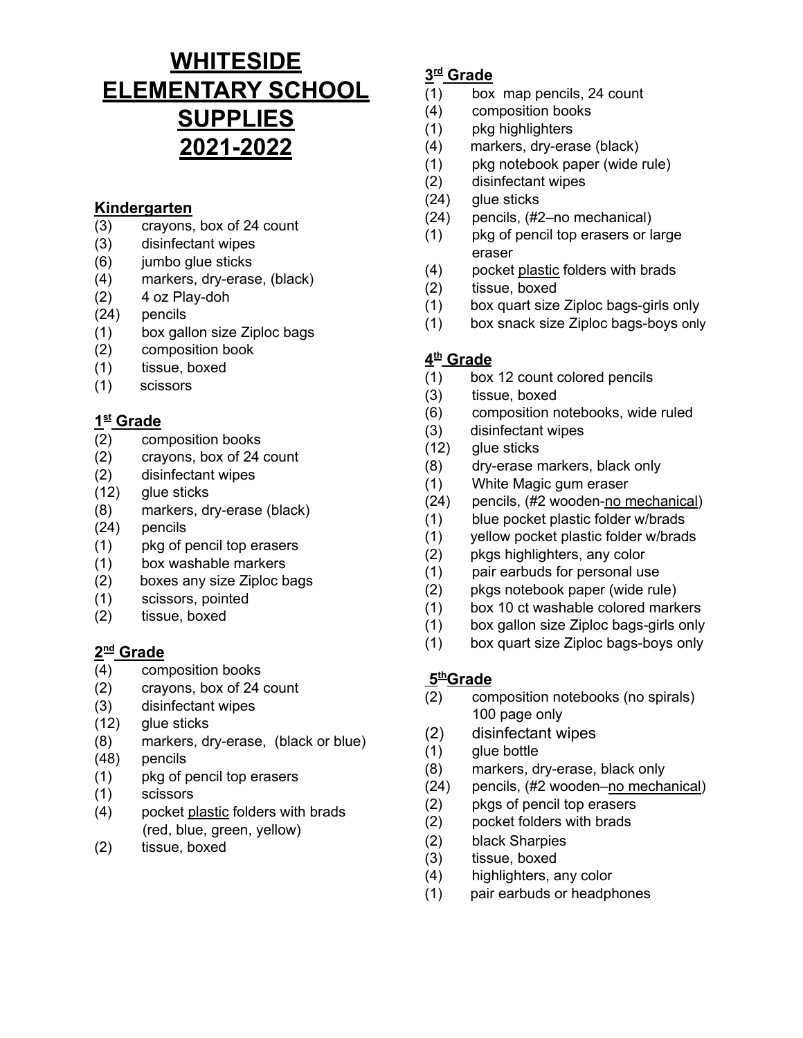# WHITESIDE ELEMENTARY SCHOOL SUPPLIES 2021-2022

## Kindergarten

- (3) crayons, box of 24 count
- (3) disinfectant wipes
- (6) jumbo glue sticks
- (4) markers, dry-erase, (black)
- (2) 4 oz Play-doh
- (24) pencils
- (1) box gallon size Ziploc bags
- (2) composition book
- (1) tissue, boxed
- (1) scissors

## 1st Grade

- (2) composition books
- (2) crayons, box of 24 count
- (2) disinfectant wipes
- (12) glue sticks
- (8) markers, dry-erase (black)
- (24) pencils
- (1) pkg of pencil top erasers
- (1) box washable markers
- (2) boxes any size Ziploc bags
- (1) scissors, pointed
- (2) tissue, boxed

## 2nd Grade

- (4) composition books
- (2) crayons, box of 24 count
- (3) disinfectant wipes
- (12) glue sticks
- (8) markers, dry-erase, (black or blue)
- (48) pencils
- (1) pkg of pencil top erasers
- (1) scissors
- (4) pocket plastic folders with brads (red, blue, green, yellow)
- (2) tissue, boxed

## 3rd Grade

- (1) box map pencils, 24 count
- (4) composition books
- (1) pkg highlighters
- (4) markers, dry-erase (black)
- (1) pkg notebook paper (wide rule)
- (2) disinfectant wipes
- (24) glue sticks
- (24) pencils, (#2–no mechanical)
- (1) pkg of pencil top erasers or large eraser
- (4) pocket plastic folders with brads
- (2) tissue, boxed
- (1) box quart size Ziploc bags-girls only
- (1) box snack size Ziploc bags-boys only

## 4th Grade

- (1) box 12 count colored pencils
- (3) tissue, boxed
- (6) composition notebooks, wide ruled
- (3) disinfectant wipes
- (12) glue sticks
- (8) dry-erase markers, black only
- (1) White Magic gum eraser
- (24) pencils, (#2 wooden-no mechanical)
- (1) blue pocket plastic folder w/brads
- (1) yellow pocket plastic folder w/brads
- (2) pkgs highlighters, any color
- (1) pair earbuds for personal use
- (2) pkgs notebook paper (wide rule)
- (1) box 10 ct washable colored markers
- (1) box gallon size Ziploc bags-girls only
- (1) box quart size Ziploc bags-boys only

## 5th Grade

- (2) composition notebooks (no spirals) 100 page only
- (2) disinfectant wipes
- (1) glue bottle
- (8) markers, dry-erase, black only
- (24) pencils, (#2 wooden–no mechanical)
- (2) pkgs of pencil top erasers
- (2) pocket folders with brads
- (2) black Sharpies
- (3) tissue, boxed
- (4) highlighters, any color
- (1) pair earbuds or headphones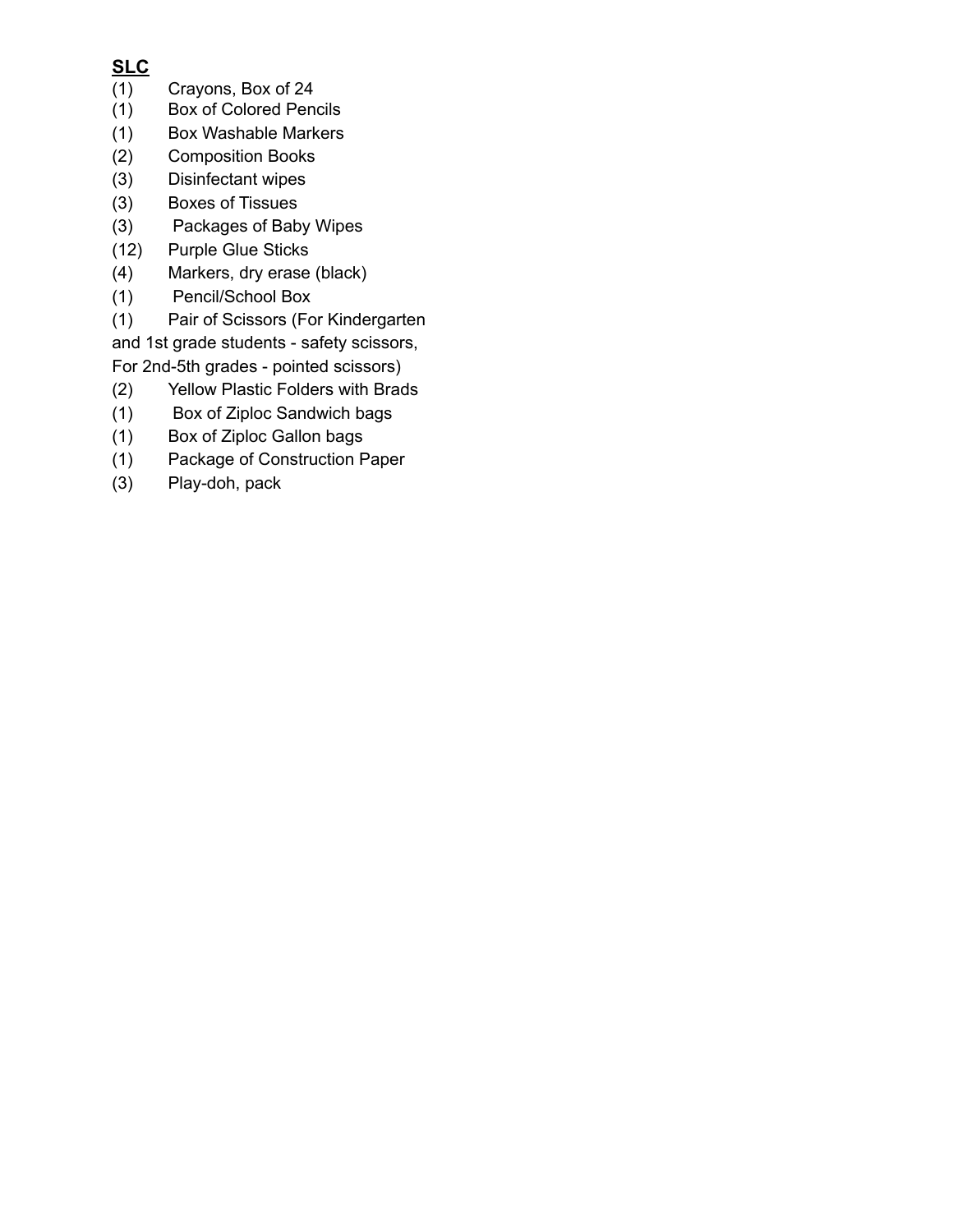**SLC**

(1) Crayons, Box of 24
(1) Box of Colored Pencils
(1) Box Washable Markers
(2) Composition Books
(3) Disinfectant wipes
(3) Boxes of Tissues
(3) Packages of Baby Wipes
(12) Purple Glue Sticks
(4) Markers, dry erase (black)
(1) Pencil/School Box
(1) Pair of Scissors (For Kindergarten and 1st grade students - safety scissors, For 2nd-5th grades - pointed scissors)
(2) Yellow Plastic Folders with Brads
(1) Box of Ziploc Sandwich bags
(1) Box of Ziploc Gallon bags
(1) Package of Construction Paper
(3) Play-doh, pack